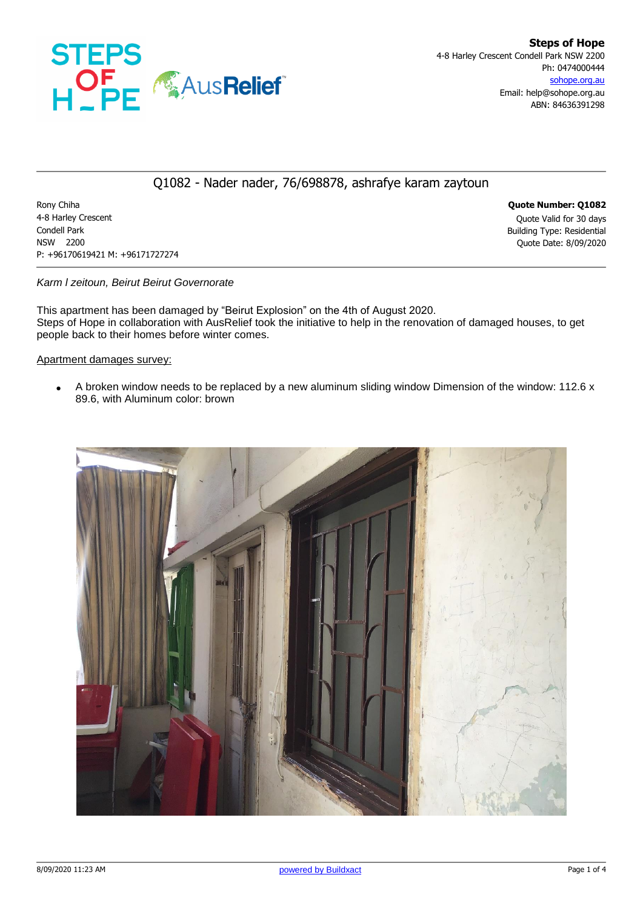**Steps of Hope**
4-8 Harley Crescent Condell Park NSW 2200
Ph: 0474000444
sohope.org.au
Email: help@sohope.org.au
ABN: 84636391298

## Q1082 - Nader nader, 76/698878, ashrafye karam zaytoun

Rony Chiha
4-8 Harley Crescent
Condell Park
NSW 2200
P: +96170619421 M: +96171727274

**Quote Number: Q1082**
Quote Valid for 30 days
Building Type: Residential
Quote Date: 8/09/2020

*Karm l zeitoun, Beirut Beirut Governorate*

This apartment has been damaged by "Beirut Explosion" on the 4th of August 2020.
Steps of Hope in collaboration with AusRelief took the initiative to help in the renovation of damaged houses, to get people back to their homes before winter comes.

Apartment damages survey:

- A broken window needs to be replaced by a new aluminum sliding window Dimension of the window: 112.6 x 89.6, with Aluminum color: brown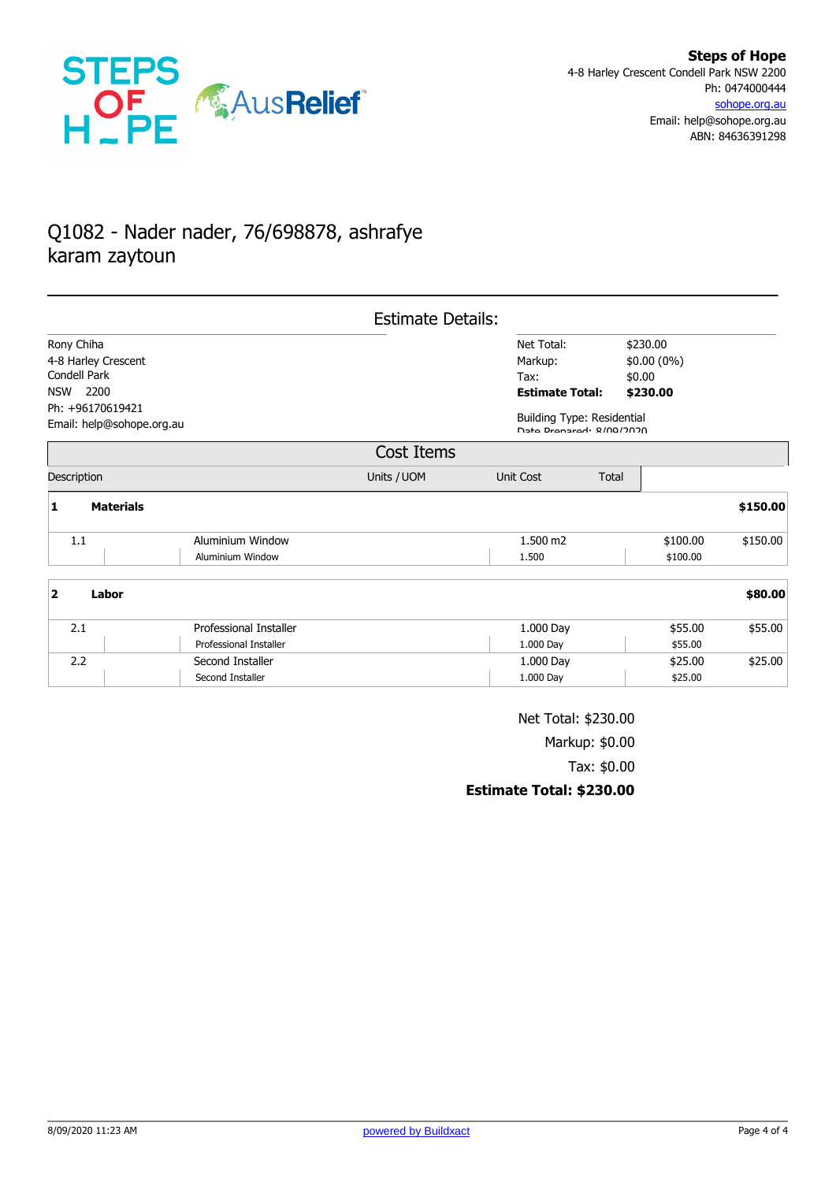**Steps of Hope**
4-8 Harley Crescent Condell Park NSW 2200
Ph: 0474000444
sohope.org.au
Email: help@sohope.org.au
ABN: 84636391298

# Q1082 - Nader nader, 76/698878, ashrafye karam zaytoun

## Estimate Details:

Rony Chiha
4-8 Harley Crescent
Condell Park
NSW 2200
Ph: +96170619421
Email: help@sohope.org.au

| | |
|---|---|
| Net Total: | $230.00 |
| Markup: | $0.00 (0%) |
| Tax: | $0.00 |
| **Estimate Total:** | **$230.00** |

Building Type: Residential
Date Prepared: 8/09/2020

## Cost Items

| | Description | Units / UOM | Unit Cost | Total |
|---|---|---|---|---|
| **1** | **Materials** | | | **$150.00** |
| 1.1 | Aluminium Window<br>Aluminium Window | 1.500 m2<br>1.500 | $100.00<br>$100.00 | $150.00 |
| **2** | **Labor** | | | **$80.00** |
| 2.1 | Professional Installer<br>Professional Installer | 1.000 Day<br>1.000 Day | $55.00<br>$55.00 | $55.00 |
| 2.2 | Second Installer<br>Second Installer | 1.000 Day<br>1.000 Day | $25.00<br>$25.00 | $25.00 |

Net Total: $230.00
Markup: $0.00
Tax: $0.00
**Estimate Total: $230.00**

8/09/2020 11:23 AM — powered by Buildxact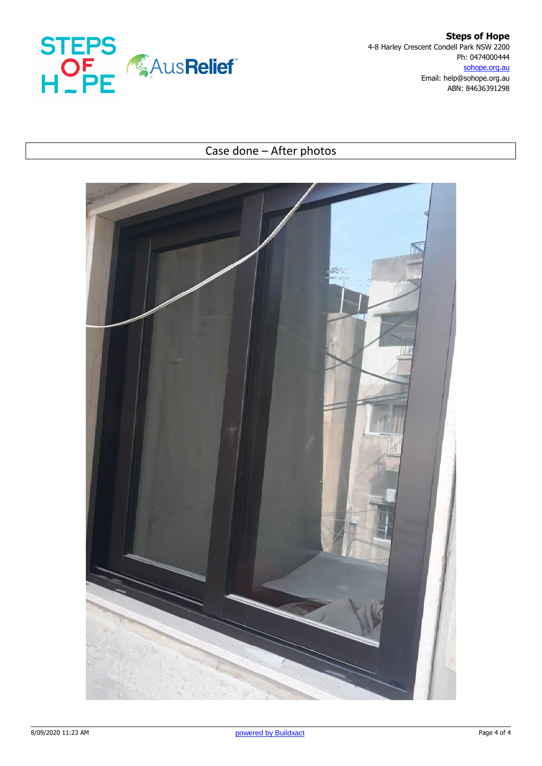**Steps of Hope**
4-8 Harley Crescent Condell Park NSW 2200
Ph: 0474000444
sohope.org.au
Email: help@sohope.org.au
ABN: 84636391298

## Case done – After photos

8/09/2020 11:23 AM

powered by Buildxact